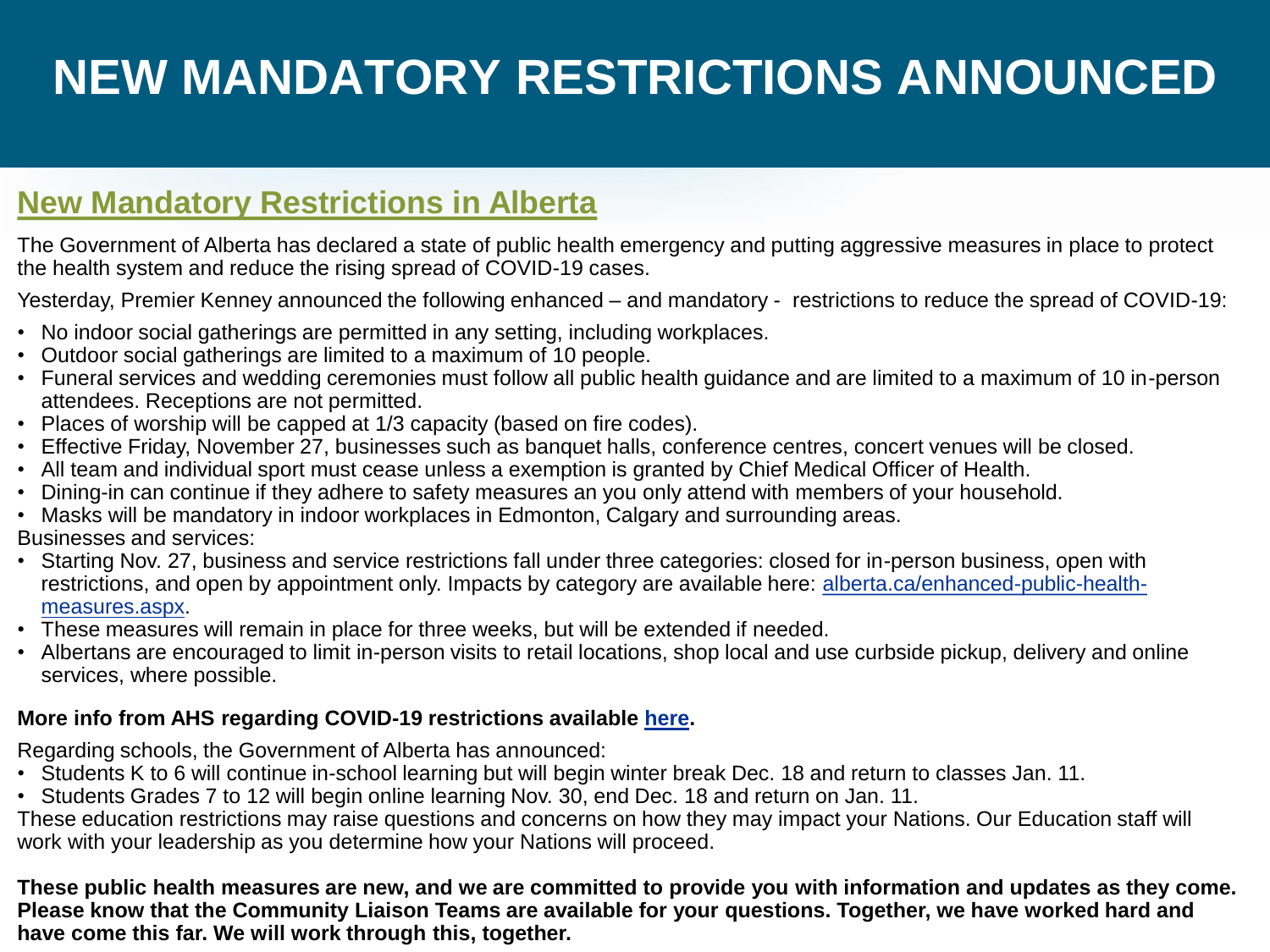# NEW MANDATORY RESTRICTIONS ANNOUNCED

## New Mandatory Restrictions in Alberta

The Government of Alberta has declared a state of public health emergency and putting aggressive measures in place to protect the health system and reduce the rising spread of COVID-19 cases.

Yesterday, Premier Kenney announced the following enhanced – and mandatory - restrictions to reduce the spread of COVID-19:

- No indoor social gatherings are permitted in any setting, including workplaces.
- Outdoor social gatherings are limited to a maximum of 10 people.
- Funeral services and wedding ceremonies must follow all public health guidance and are limited to a maximum of 10 in-person attendees. Receptions are not permitted.
- Places of worship will be capped at 1/3 capacity (based on fire codes).
- Effective Friday, November 27, businesses such as banquet halls, conference centres, concert venues will be closed.
- All team and individual sport must cease unless a exemption is granted by Chief Medical Officer of Health.
- Dining-in can continue if they adhere to safety measures an you only attend with members of your household.
- Masks will be mandatory in indoor workplaces in Edmonton, Calgary and surrounding areas.

Businesses and services:

- Starting Nov. 27, business and service restrictions fall under three categories: closed for in-person business, open with restrictions, and open by appointment only. Impacts by category are available here: [alberta.ca/enhanced-public-health-measures.aspx](alberta.ca/enhanced-public-health-measures.aspx).
- These measures will remain in place for three weeks, but will be extended if needed.
- Albertans are encouraged to limit in-person visits to retail locations, shop local and use curbside pickup, delivery and online services, where possible.

**More info from AHS regarding COVID-19 restrictions available here.**

Regarding schools, the Government of Alberta has announced:

- Students K to 6 will continue in-school learning but will begin winter break Dec. 18 and return to classes Jan. 11.
- Students Grades 7 to 12 will begin online learning Nov. 30, end Dec. 18 and return on Jan. 11.

These education restrictions may raise questions and concerns on how they may impact your Nations. Our Education staff will work with your leadership as you determine how your Nations will proceed.

**These public health measures are new, and we are committed to provide you with information and updates as they come. Please know that the Community Liaison Teams are available for your questions. Together, we have worked hard and have come this far. We will work through this, together.**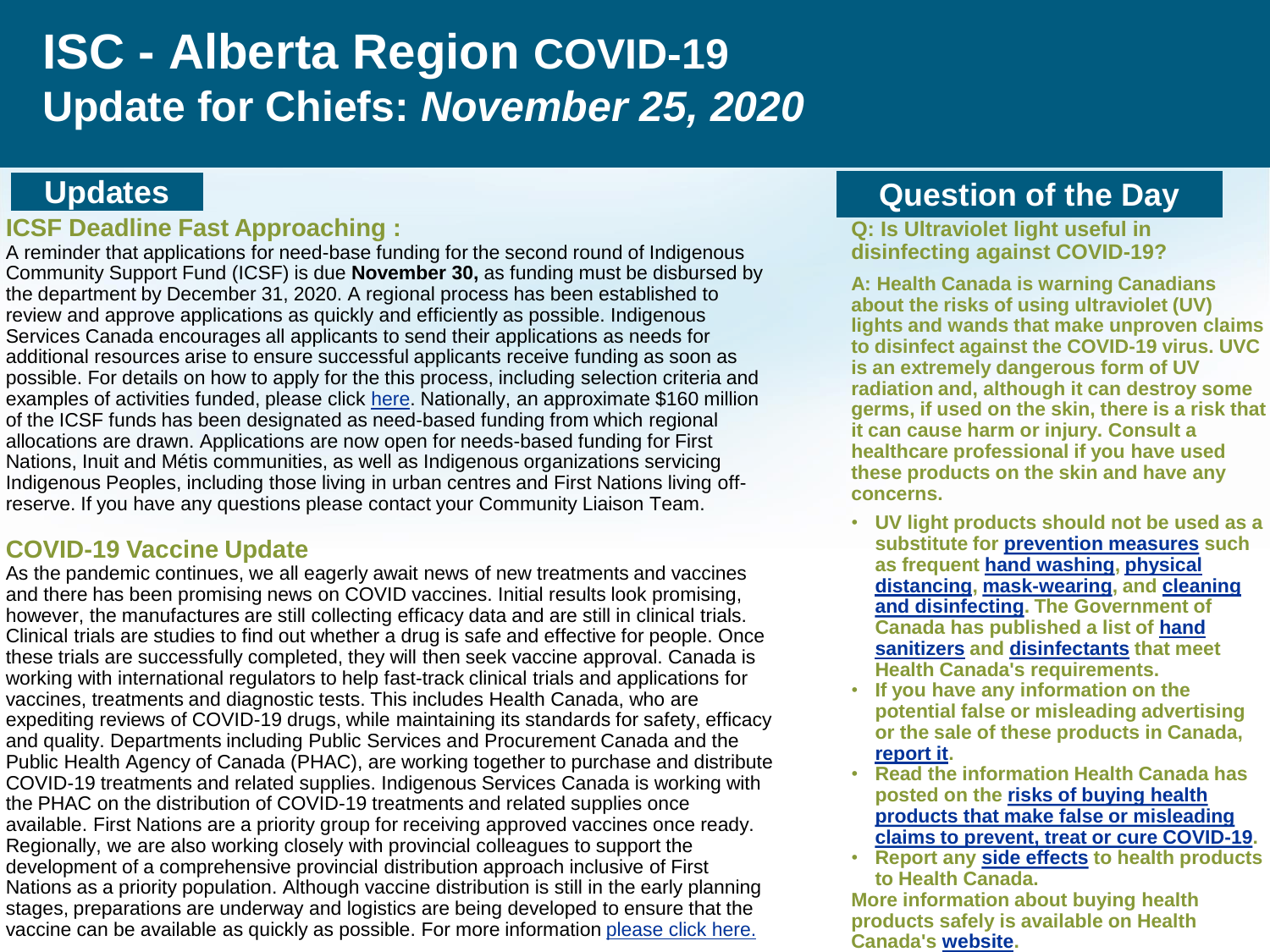# ISC - Alberta Region COVID-19 Update for Chiefs: *November 25, 2020*

## Updates

### ICSF Deadline Fast Approaching :

A reminder that applications for need-base funding for the second round of Indigenous Community Support Fund (ICSF) is due **November 30,** as funding must be disbursed by the department by December 31, 2020. A regional process has been established to review and approve applications as quickly and efficiently as possible. Indigenous Services Canada encourages all applicants to send their applications as needs for additional resources arise to ensure successful applicants receive funding as soon as possible. For details on how to apply for the this process, including selection criteria and examples of activities funded, please click here. Nationally, an approximate $160 million of the ICSF funds has been designated as need-based funding from which regional allocations are drawn. Applications are now open for needs-based funding for First Nations, Inuit and Métis communities, as well as Indigenous organizations servicing Indigenous Peoples, including those living in urban centres and First Nations living off-reserve. If you have any questions please contact your Community Liaison Team.

### COVID-19 Vaccine Update

As the pandemic continues, we all eagerly await news of new treatments and vaccines and there has been promising news on COVID vaccines. Initial results look promising, however, the manufactures are still collecting efficacy data and are still in clinical trials. Clinical trials are studies to find out whether a drug is safe and effective for people. Once these trials are successfully completed, they will then seek vaccine approval. Canada is working with international regulators to help fast-track clinical trials and applications for vaccines, treatments and diagnostic tests. This includes Health Canada, who are expediting reviews of COVID-19 drugs, while maintaining its standards for safety, efficacy and quality. Departments including Public Services and Procurement Canada and the Public Health Agency of Canada (PHAC), are working together to purchase and distribute COVID-19 treatments and related supplies. Indigenous Services Canada is working with the PHAC on the distribution of COVID-19 treatments and related supplies once available. First Nations are a priority group for receiving approved vaccines once ready. Regionally, we are also working closely with provincial colleagues to support the development of a comprehensive provincial distribution approach inclusive of First Nations as a priority population. Although vaccine distribution is still in the early planning stages, preparations are underway and logistics are being developed to ensure that the vaccine can be available as quickly as possible. For more information please click here.

## Question of the Day

**Q: Is Ultraviolet light useful in disinfecting against COVID-19?**

**A: Health Canada is warning Canadians about the risks of using ultraviolet (UV) lights and wands that make unproven claims to disinfect against the COVID-19 virus. UVC is an extremely dangerous form of UV radiation and, although it can destroy some germs, if used on the skin, there is a risk that it can cause harm or injury. Consult a healthcare professional if you have used these products on the skin and have any concerns.**

- **UV light products should not be used as a substitute for prevention measures such as frequent hand washing, physical distancing, mask-wearing, and cleaning and disinfecting. The Government of Canada has published a list of hand sanitizers and disinfectants that meet Health Canada's requirements.**
- **If you have any information on the potential false or misleading advertising or the sale of these products in Canada, report it.**
- **Read the information Health Canada has posted on the risks of buying health products that make false or misleading claims to prevent, treat or cure COVID-19.**
- **Report any side effects to health products to Health Canada.**

**More information about buying health products safely is available on Health Canada's website.**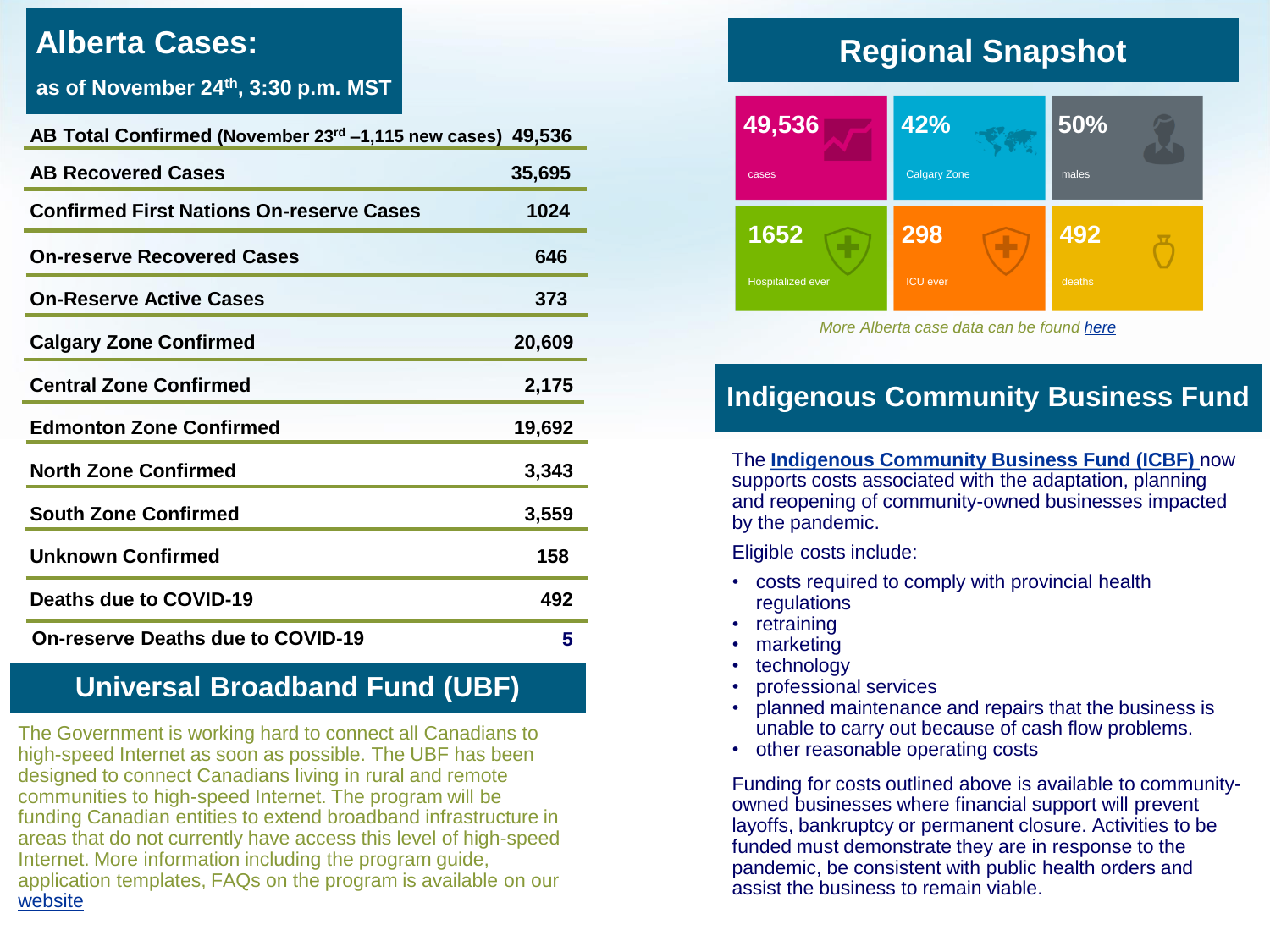# Alberta Cases:

**as of November 24th, 3:30 p.m. MST**

| | |
|---|---|
| **AB Total Confirmed (November 23rd –1,115 new cases)** | **49,536** |
| **AB Recovered Cases** | **35,695** |
| **Confirmed First Nations On-reserve Cases** | **1024** |
| **On-reserve Recovered Cases** | **646** |
| **On-Reserve Active Cases** | **373** |
| **Calgary Zone Confirmed** | **20,609** |
| **Central Zone Confirmed** | **2,175** |
| **Edmonton Zone Confirmed** | **19,692** |
| **North Zone Confirmed** | **3,343** |
| **South Zone Confirmed** | **3,559** |
| **Unknown Confirmed** | **158** |
| **Deaths due to COVID-19** | **492** |
| **On-reserve Deaths due to COVID-19** | **5** |

## Universal Broadband Fund (UBF)

The Government is working hard to connect all Canadians to high-speed Internet as soon as possible. The UBF has been designed to connect Canadians living in rural and remote communities to high-speed Internet. The program will be funding Canadian entities to extend broadband infrastructure in areas that do not currently have access this level of high-speed Internet. More information including the program guide, application templates, FAQs on the program is available on our website

## Regional Snapshot

**49,536**
cases

**42%**
Calgary Zone

**50%**
males

**1652**
Hospitalized ever

**298**
ICU ever

**492**
deaths

*More Alberta case data can be found here*

## Indigenous Community Business Fund

The **Indigenous Community Business Fund (ICBF)** now supports costs associated with the adaptation, planning and reopening of community-owned businesses impacted by the pandemic.

Eligible costs include:

- costs required to comply with provincial health regulations
- retraining
- marketing
- technology
- professional services
- planned maintenance and repairs that the business is unable to carry out because of cash flow problems.
- other reasonable operating costs

Funding for costs outlined above is available to community-owned businesses where financial support will prevent layoffs, bankruptcy or permanent closure. Activities to be funded must demonstrate they are in response to the pandemic, be consistent with public health orders and assist the business to remain viable.